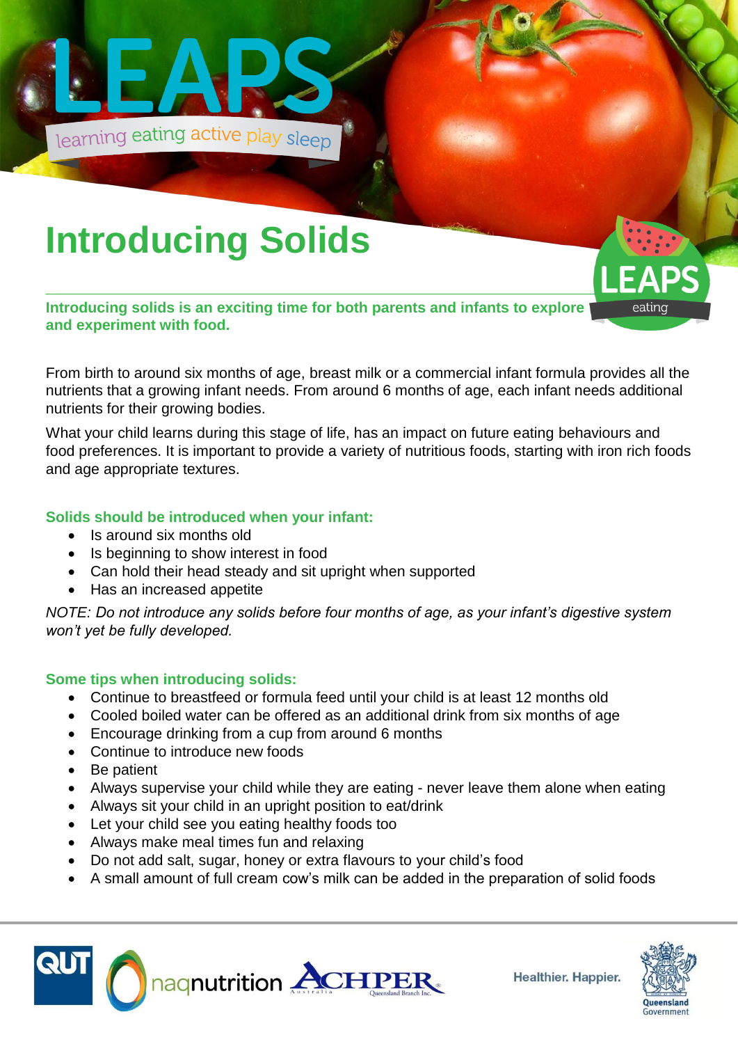LEAPS

learning eating active play sleep

# Introducing Solids

LEAPS eating

**Introducing solids is an exciting time for both parents and infants to explore and experiment with food.**

From birth to around six months of age, breast milk or a commercial infant formula provides all the nutrients that a growing infant needs. From around 6 months of age, each infant needs additional nutrients for their growing bodies.

What your child learns during this stage of life, has an impact on future eating behaviours and food preferences. It is important to provide a variety of nutritious foods, starting with iron rich foods and age appropriate textures.

### Solids should be introduced when your infant:

- Is around six months old
- Is beginning to show interest in food
- Can hold their head steady and sit upright when supported
- Has an increased appetite

*NOTE: Do not introduce any solids before four months of age, as your infant's digestive system won't yet be fully developed.*

### Some tips when introducing solids:

- Continue to breastfeed or formula feed until your child is at least 12 months old
- Cooled boiled water can be offered as an additional drink from six months of age
- Encourage drinking from a cup from around 6 months
- Continue to introduce new foods
- Be patient
- Always supervise your child while they are eating - never leave them alone when eating
- Always sit your child in an upright position to eat/drink
- Let your child see you eating healthy foods too
- Always make meal times fun and relaxing
- Do not add salt, sugar, honey or extra flavours to your child's food
- A small amount of full cream cow's milk can be added in the preparation of solid foods

QUT naqnutrition ACHPER Australia Queensland Branch Inc. Healthier. Happier. Queensland Government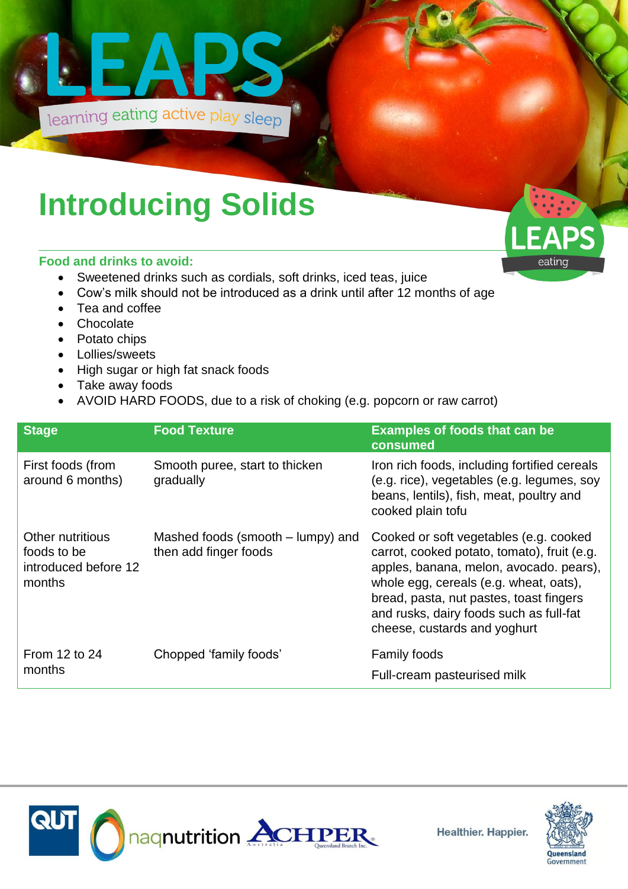# LEAPS

learning eating active play sleep

## Introducing Solids

LEAPS eating

### Food and drinks to avoid:

- Sweetened drinks such as cordials, soft drinks, iced teas, juice
- Cow's milk should not be introduced as a drink until after 12 months of age
- Tea and coffee
- Chocolate
- Potato chips
- Lollies/sweets
- High sugar or high fat snack foods
- Take away foods
- AVOID HARD FOODS, due to a risk of choking (e.g. popcorn or raw carrot)

| Stage | Food Texture | Examples of foods that can be consumed |
|---|---|---|
| First foods (from around 6 months) | Smooth puree, start to thicken gradually | Iron rich foods, including fortified cereals (e.g. rice), vegetables (e.g. legumes, soy beans, lentils), fish, meat, poultry and cooked plain tofu |
| Other nutritious foods to be introduced before 12 months | Mashed foods (smooth – lumpy) and then add finger foods | Cooked or soft vegetables (e.g. cooked carrot, cooked potato, tomato), fruit (e.g. apples, banana, melon, avocado. pears), whole egg, cereals (e.g. wheat, oats), bread, pasta, nut pastes, toast fingers and rusks, dairy foods such as full-fat cheese, custards and yoghurt |
| From 12 to 24 months | Chopped 'family foods' | Family foods<br>Full-cream pasteurised milk |

QUT naqnutrition ACHPER Australia Queensland Branch Inc. Healthier. Happier. Queensland Government